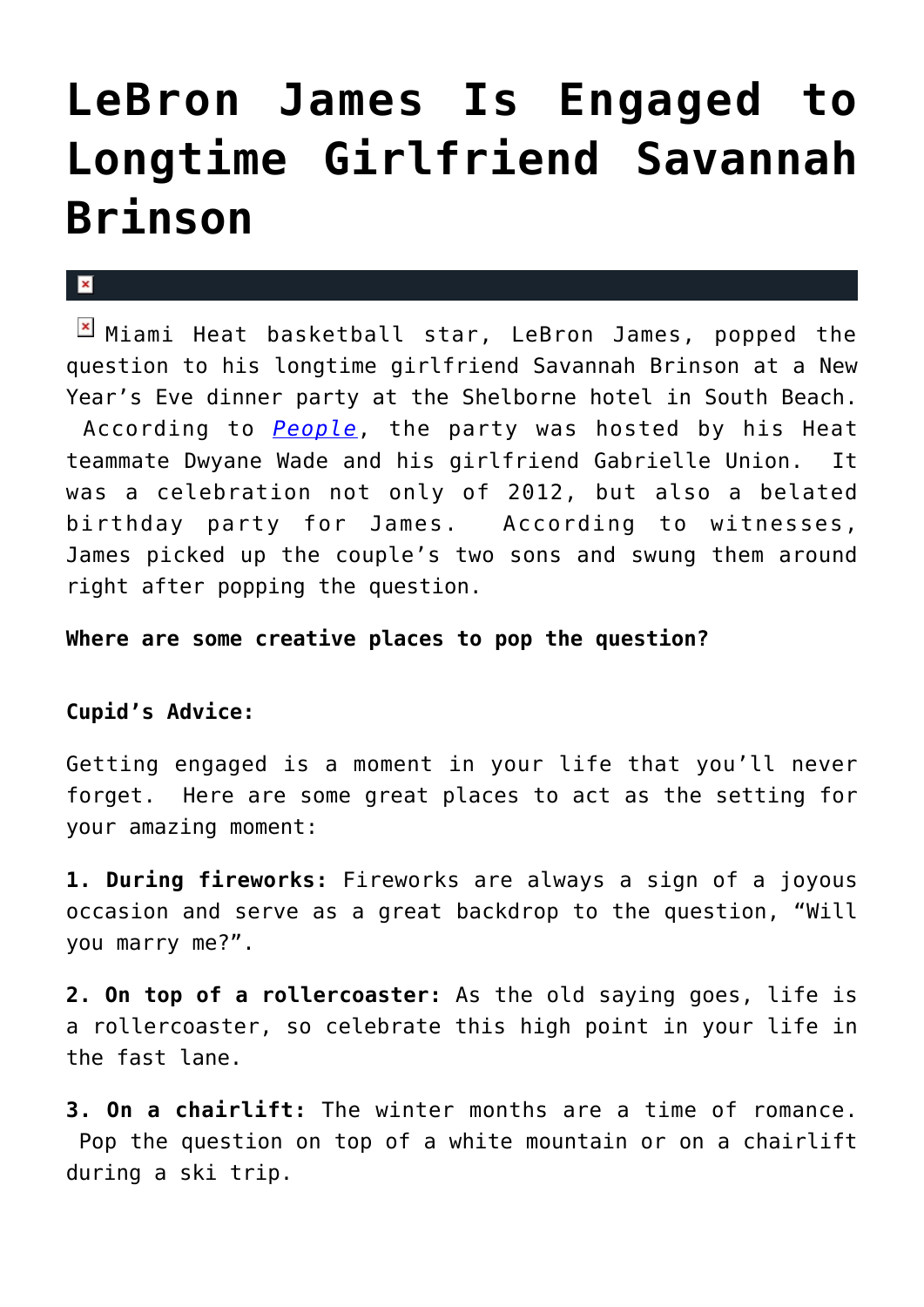# LeBron James Is Engaged to Longtime Girlfriend Savannah Brinson

Miami Heat basketball star, LeBron James, popped the question to his longtime girlfriend Savannah Brinson at a New Year's Eve dinner party at the Shelborne hotel in South Beach. According to *People*, the party was hosted by his Heat teammate Dwyane Wade and his girlfriend Gabrielle Union. It was a celebration not only of 2012, but also a belated birthday party for James. According to witnesses, James picked up the couple's two sons and swung them around right after popping the question.

**Where are some creative places to pop the question?**

**Cupid's Advice:**

Getting engaged is a moment in your life that you'll never forget. Here are some great places to act as the setting for your amazing moment:

**1. During fireworks:** Fireworks are always a sign of a joyous occasion and serve as a great backdrop to the question, "Will you marry me?".

**2. On top of a rollercoaster:** As the old saying goes, life is a rollercoaster, so celebrate this high point in your life in the fast lane.

**3. On a chairlift:** The winter months are a time of romance. Pop the question on top of a white mountain or on a chairlift during a ski trip.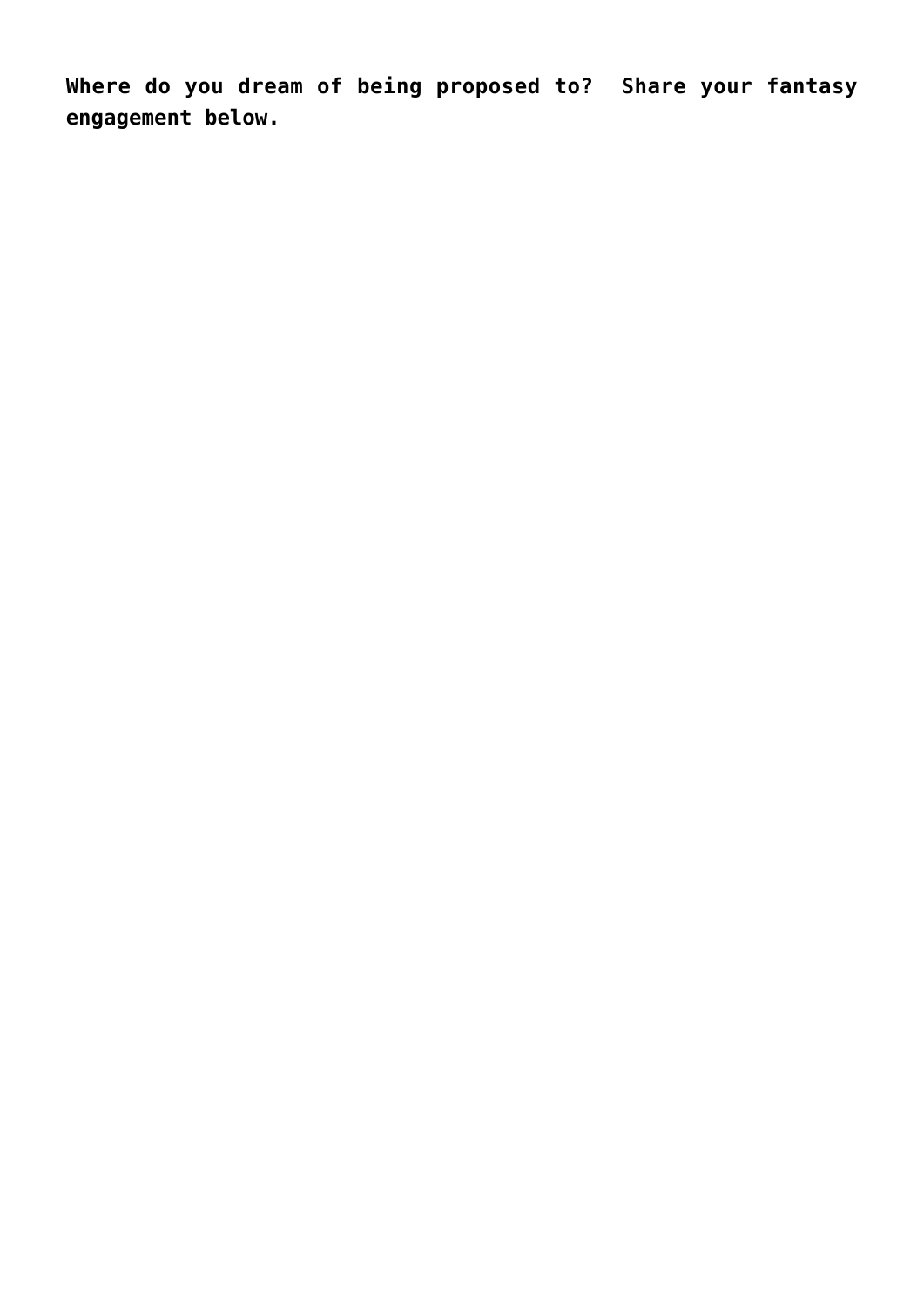**Where do you dream of being proposed to?  Share your fantasy engagement below.**